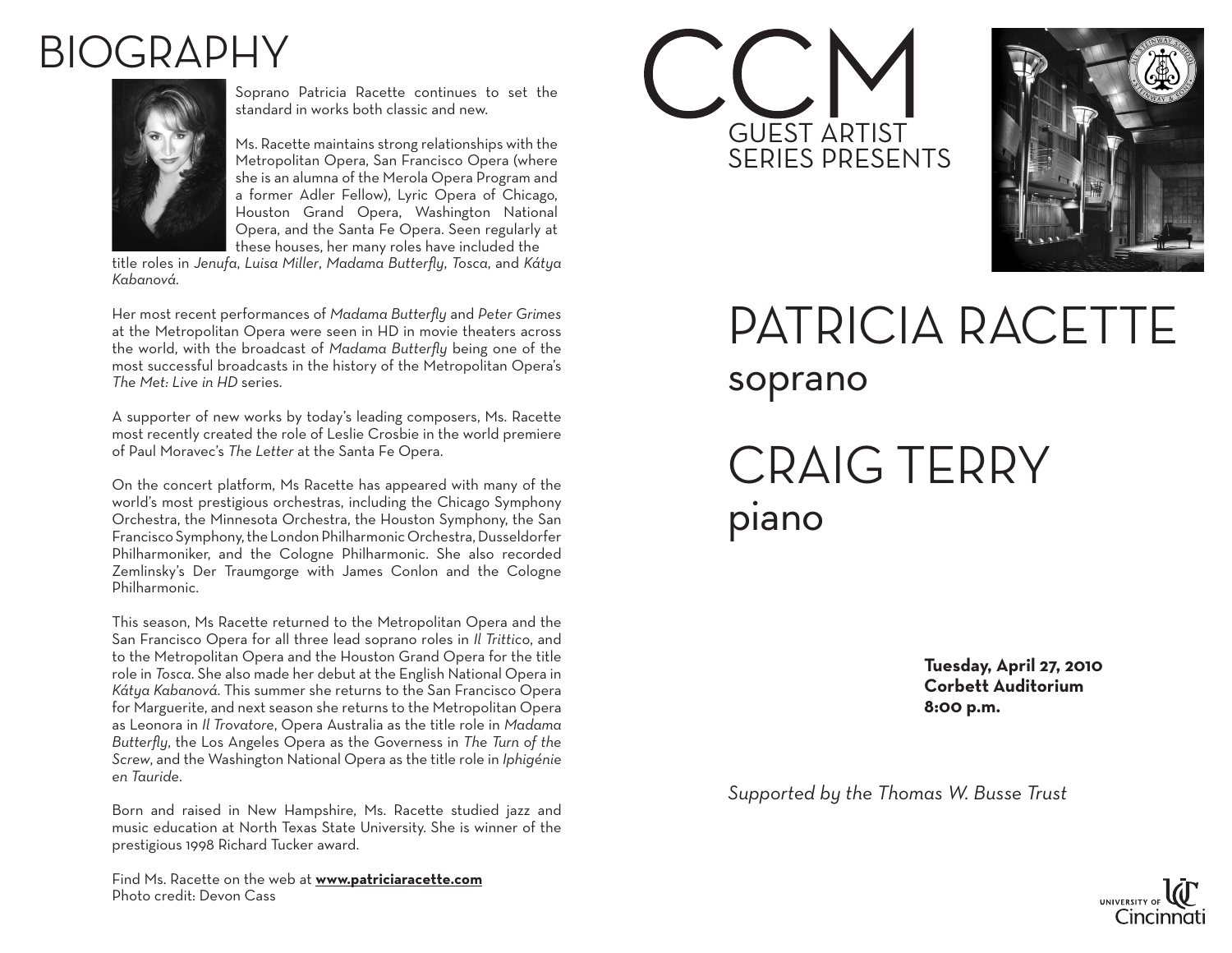# BIOGRAPHY

Soprano Patricia Racette continues to set the standard in works both classic and new.

Ms. Racette maintains strong relationships with the Metropolitan Opera, San Francisco Opera (where she is an alumna of the Merola Opera Program and a former Adler Fellow), Lyric Opera of Chicago, Houston Grand Opera, Washington National Opera, and the Santa Fe Opera. Seen regularly at these houses, her many roles have included the title roles in *Jenufa*, *Luisa Miller*, *Madama Butterfly*, *Tosca*, and *Kátya Kabanová*.

Her most recent performances of *Madama Butterfly* and *Peter Grimes* at the Metropolitan Opera were seen in HD in movie theaters across the world, with the broadcast of *Madama Butterfly* being one of the most successful broadcasts in the history of the Metropolitan Opera's *The Met: Live in HD* series.

A supporter of new works by today's leading composers, Ms. Racette most recently created the role of Leslie Crosbie in the world premiere of Paul Moravec's *The Letter* at the Santa Fe Opera.

On the concert platform, Ms Racette has appeared with many of the world's most prestigious orchestras, including the Chicago Symphony Orchestra, the Minnesota Orchestra, the Houston Symphony, the San Francisco Symphony, the London Philharmonic Orchestra, Dusseldorfer Philharmoniker, and the Cologne Philharmonic. She also recorded Zemlinsky's Der Traumgorge with James Conlon and the Cologne Philharmonic.

This season, Ms Racette returned to the Metropolitan Opera and the San Francisco Opera for all three lead soprano roles in *Il Trittico*, and to the Metropolitan Opera and the Houston Grand Opera for the title role in *Tosca*. She also made her debut at the English National Opera in *Kátya Kabanová*. This summer she returns to the San Francisco Opera for Marguerite, and next season she returns to the Metropolitan Opera as Leonora in *Il Trovatore*, Opera Australia as the title role in *Madama Butterfly*, the Los Angeles Opera as the Governess in *The Turn of the Screw*, and the Washington National Opera as the title role in *Iphigénie en Tauride*.

Born and raised in New Hampshire, Ms. Racette studied jazz and music education at North Texas State University. She is winner of the prestigious 1998 Richard Tucker award.

Find Ms. Racette on the web at **www.patriciaracette.com**
Photo credit: Devon Cass

# CCM

GUEST ARTIST SERIES PRESENTS

# PATRICIA RACETTE

## soprano

# CRAIG TERRY

## piano

**Tuesday, April 27, 2010**
**Corbett Auditorium**
**8:00 p.m.**

*Supported by the Thomas W. Busse Trust*

UNIVERSITY OF Cincinnati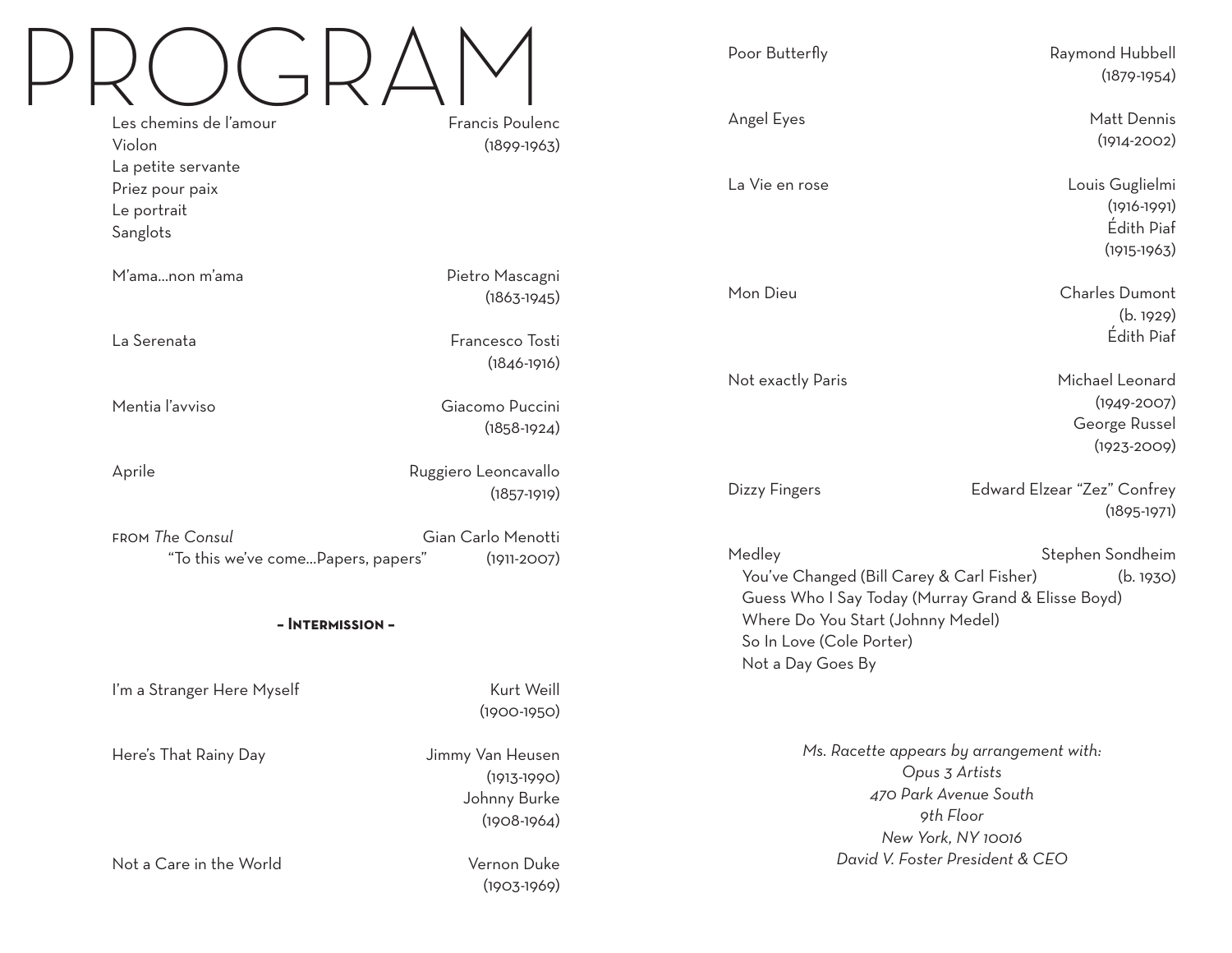# PROGRAM

Les chemins de l'amour — Francis Poulenc (1899-1963)
Violon
La petite servante
Priez pour paix
Le portrait
Sanglots

M'ama…non m'ama — Pietro Mascagni (1863-1945)

La Serenata — Francesco Tosti (1846-1916)

Mentia l'avviso — Giacomo Puccini (1858-1924)

Aprile — Ruggiero Leoncavallo (1857-1919)

FROM *The Consul* — Gian Carlo Menotti (1911-2007)
“To this we've come…Papers, papers”

**– Intermission –**

I'm a Stranger Here Myself — Kurt Weill (1900-1950)

Here's That Rainy Day — Jimmy Van Heusen (1913-1990), Johnny Burke (1908-1964)

Not a Care in the World — Vernon Duke (1903-1969)

Poor Butterfly — Raymond Hubbell (1879-1954)

Angel Eyes — Matt Dennis (1914-2002)

La Vie en rose — Louis Guglielmi (1916-1991), Édith Piaf (1915-1963)

Mon Dieu — Charles Dumont (b. 1929), Édith Piaf

Not exactly Paris — Michael Leonard (1949-2007), George Russel (1923-2009)

Dizzy Fingers — Edward Elzear “Zez” Confrey (1895-1971)

Medley — Stephen Sondheim (b. 1930)
You've Changed (Bill Carey & Carl Fisher)
Guess Who I Say Today (Murray Grand & Elisse Boyd)
Where Do You Start (Johnny Medel)
So In Love (Cole Porter)
Not a Day Goes By

*Ms. Racette appears by arrangement with:*
*Opus 3 Artists*
*470 Park Avenue South*
*9th Floor*
*New York, NY 10016*
*David V. Foster President & CEO*